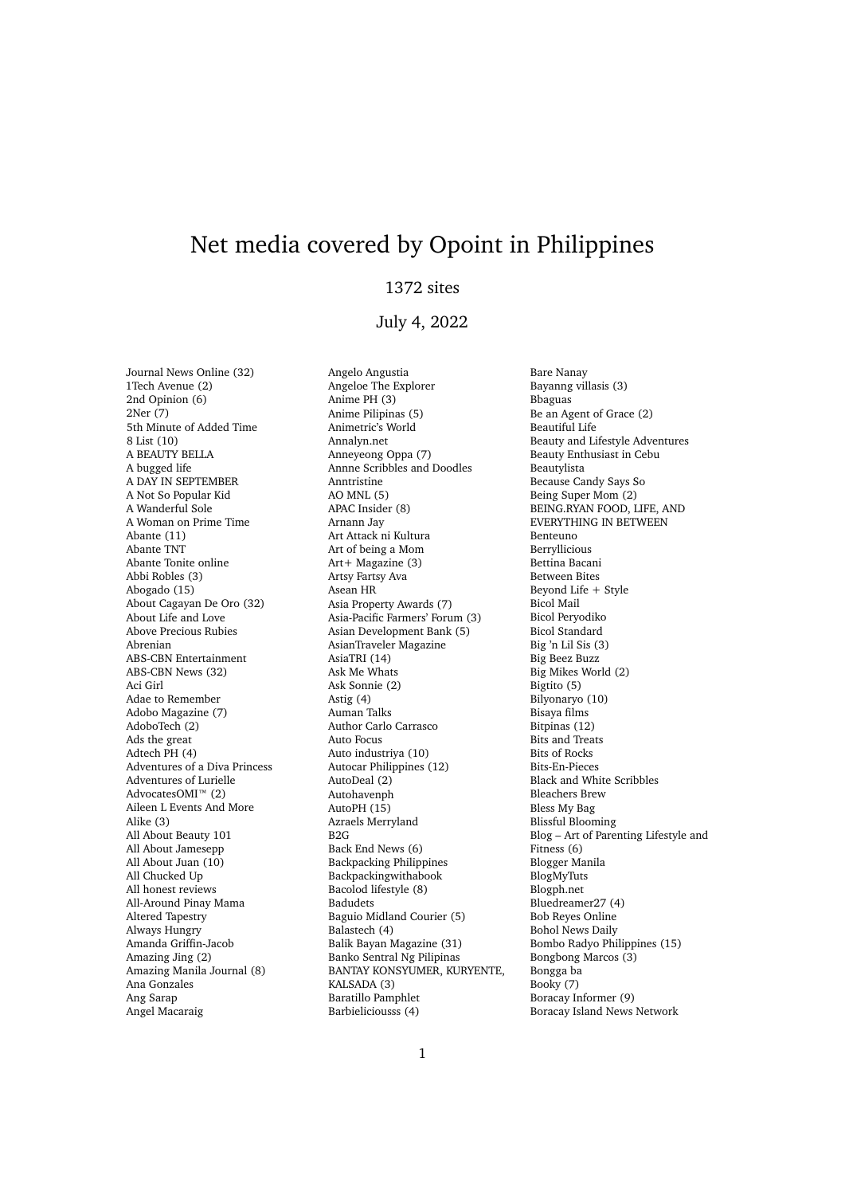# Net media covered by Opoint in Philippines

1372 sites

July 4, 2022

Journal News Online (32)
1Tech Avenue (2)
2nd Opinion (6)
2Ner (7)
5th Minute of Added Time
8 List (10)
A BEAUTY BELLA
A bugged life
A DAY IN SEPTEMBER
A Not So Popular Kid
A Wanderful Sole
A Woman on Prime Time
Abante (11)
Abante TNT
Abante Tonite online
Abbi Robles (3)
Abogado (15)
About Cagayan De Oro (32)
About Life and Love
Above Precious Rubies
Abrenian
ABS-CBN Entertainment
ABS-CBN News (32)
Aci Girl
Adae to Remember
Adobo Magazine (7)
AdoboTech (2)
Ads the great
Adtech PH (4)
Adventures of a Diva Princess
Adventures of Lurielle
AdvocatesOMI™ (2)
Aileen L Events And More
Alike (3)
All About Beauty 101
All About Jamesepp
All About Juan (10)
All Chucked Up
All honest reviews
All-Around Pinay Mama
Altered Tapestry
Always Hungry
Amanda Griffin-Jacob
Amazing Jing (2)
Amazing Manila Journal (8)
Ana Gonzales
Ang Sarap
Angel Macaraig
Angelo Angustia
Angeloe The Explorer
Anime PH (3)
Anime Pilipinas (5)
Animetric's World
Annalyn.net
Anneyeong Oppa (7)
Annne Scribbles and Doodles
Anntristine
AO MNL (5)
APAC Insider (8)
Arnann Jay
Art Attack ni Kultura
Art of being a Mom
Art+ Magazine (3)
Artsy Fartsy Ava
Asean HR
Asia Property Awards (7)
Asia-Pacific Farmers' Forum (3)
Asian Development Bank (5)
AsianTraveler Magazine
AsiaTRI (14)
Ask Me Whats
Ask Sonnie (2)
Astig (4)
Auman Talks
Author Carlo Carrasco
Auto Focus
Auto industriya (10)
Autocar Philippines (12)
AutoDeal (2)
Autohavenph
AutoPH (15)
Azraels Merryland
B2G
Back End News (6)
Backpacking Philippines
Backpackingwithabook
Bacolod lifestyle (8)
Badudets
Baguio Midland Courier (5)
Balastech (4)
Balik Bayan Magazine (31)
Banko Sentral Ng Pilipinas
BANTAY KONSYUMER, KURYENTE, KALSADA (3)
Baratillo Pamphlet
Barbieliciousss (4)
Bare Nanay
Bayanng villasis (3)
Bbaguas
Be an Agent of Grace (2)
Beautiful Life
Beauty and Lifestyle Adventures
Beauty Enthusiast in Cebu
Beautylista
Because Candy Says So
Being Super Mom (2)
BEING.RYAN FOOD, LIFE, AND EVERYTHING IN BETWEEN
Benteuno
Berryllicious
Bettina Bacani
Between Bites
Beyond Life + Style
Bicol Mail
Bicol Peryodiko
Bicol Standard
Big 'n Lil Sis (3)
Big Beez Buzz
Big Mikes World (2)
Bigtito (5)
Bilyonaryo (10)
Bisaya films
Bitpinas (12)
Bits and Treats
Bits of Rocks
Bits-En-Pieces
Black and White Scribbles
Bleachers Brew
Bless My Bag
Blissful Blooming
Blog – Art of Parenting Lifestyle and Fitness (6)
Blogger Manila
BlogMyTuts
Blogph.net
Bluedreamer27 (4)
Bob Reyes Online
Bohol News Daily
Bombo Radyo Philippines (15)
Bongbong Marcos (3)
Bongga ba
Booky (7)
Boracay Informer (9)
Boracay Island News Network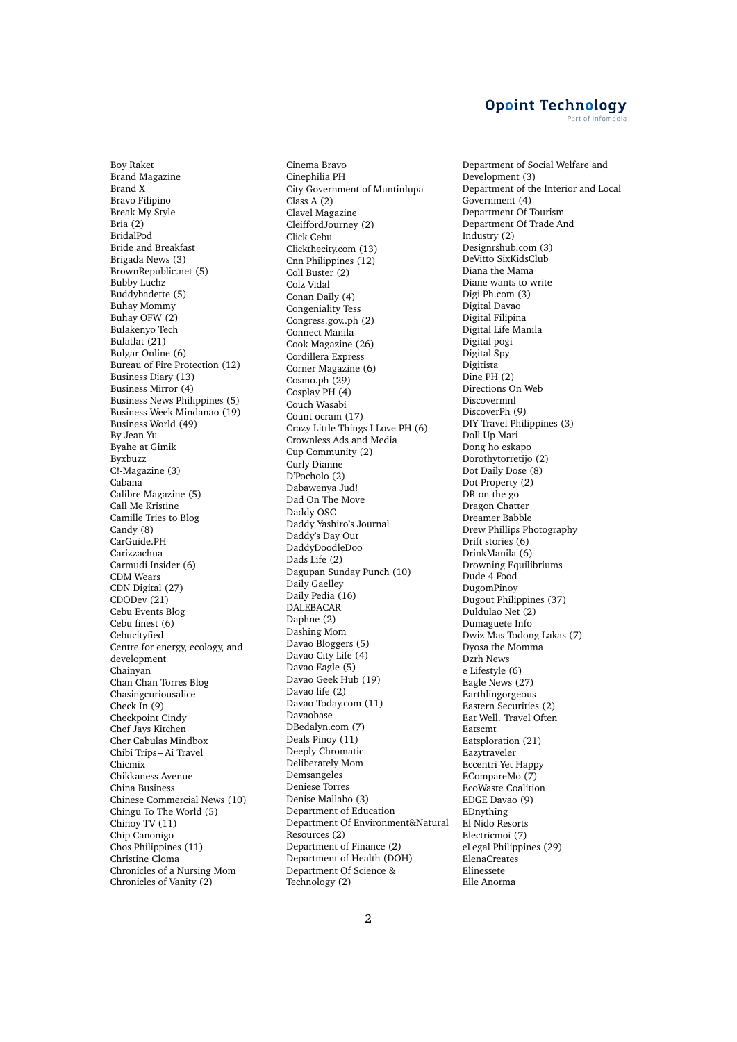Boy Raket
Brand Magazine
Brand X
Bravo Filipino
Break My Style
Bria (2)
BridalPod
Bride and Breakfast
Brigada News (3)
BrownRepublic.net (5)
Bubby Luchz
Buddybadette (5)
Buhay Mommy
Buhay OFW (2)
Bulakenyo Tech
Bulatlat (21)
Bulgar Online (6)
Bureau of Fire Protection (12)
Business Diary (13)
Business Mirror (4)
Business News Philippines (5)
Business Week Mindanao (19)
Business World (49)
By Jean Yu
Byahe at Gimik
Byxbuzz
C!-Magazine (3)
Cabana
Calibre Magazine (5)
Call Me Kristine
Camille Tries to Blog
Candy (8)
CarGuide.PH
Carizzachua
Carmudi Insider (6)
CDM Wears
CDN Digital (27)
CDODev (21)
Cebu Events Blog
Cebu finest (6)
Cebucityfied
Centre for energy, ecology, and development
Chainyan
Chan Chan Torres Blog
Chasingcuriousalice
Check In (9)
Checkpoint Cindy
Chef Jays Kitchen
Cher Cabulas Mindbox
Chibi Trips – Ai Travel
Chicmix
Chikkaness Avenue
China Business
Chinese Commercial News (10)
Chingu To The World (5)
Chinoy TV (11)
Chip Canonigo
Chos Philippines (11)
Christine Cloma
Chronicles of a Nursing Mom
Chronicles of Vanity (2)
Cinema Bravo
Cinephilia PH
City Government of Muntinlupa
Class A (2)
Clavel Magazine
CleiffordJourney (2)
Click Cebu
Clickthecity.com (13)
Cnn Philippines (12)
Coll Buster (2)
Colz Vidal
Conan Daily (4)
Congeniality Tess
Congress.gov..ph (2)
Connect Manila
Cook Magazine (26)
Cordillera Express
Corner Magazine (6)
Cosmo.ph (29)
Cosplay PH (4)
Couch Wasabi
Count ocram (17)
Crazy Little Things I Love PH (6)
Crownless Ads and Media
Cup Community (2)
Curly Dianne
D'Pocholo (2)
Dabawenya Jud!
Dad On The Move
Daddy OSC
Daddy Yashiro's Journal
Daddy's Day Out
DaddyDoodleDoo
Dads Life (2)
Dagupan Sunday Punch (10)
Daily Gaelley
Daily Pedia (16)
DALEBACAR
Daphne (2)
Dashing Mom
Davao Bloggers (5)
Davao City Life (4)
Davao Eagle (5)
Davao Geek Hub (19)
Davao life (2)
Davao Today.com (11)
Davaobase
DBedalyn.com (7)
Deals Pinoy (11)
Deeply Chromatic
Deliberately Mom
Demsangeles
Deniese Torres
Denise Mallabo (3)
Department of Education
Department Of Environment&Natural Resources (2)
Department of Finance (2)
Department of Health (DOH)
Department Of Science & Technology (2)
Department of Social Welfare and Development (3)
Department of the Interior and Local Government (4)
Department Of Tourism
Department Of Trade And Industry (2)
Designrshub.com (3)
DeVitto SixKidsClub
Diana the Mama
Diane wants to write
Digi Ph.com (3)
Digital Davao
Digital Filipina
Digital Life Manila
Digital pogi
Digital Spy
Digitista
Dine PH (2)
Directions On Web
Discovermnl
DiscoverPh (9)
DIY Travel Philippines (3)
Doll Up Mari
Dong ho eskapo
Dorothytorretijo (2)
Dot Daily Dose (8)
Dot Property (2)
DR on the go
Dragon Chatter
Dreamer Babble
Drew Phillips Photography
Drift stories (6)
DrinkManila (6)
Drowning Equilibriums
Dude 4 Food
DugomPinoy
Dugout Philippines (37)
Duldulao Net (2)
Dumaguete Info
Dwiz Mas Todong Lakas (7)
Dyosa the Momma
Dzrh News
e Lifestyle (6)
Eagle News (27)
Earthlingorgeous
Eastern Securities (2)
Eat Well. Travel Often
Eatscmt
Eatsploration (21)
Eazytraveler
Eccentri Yet Happy
ECompareMo (7)
EcoWaste Coalition
EDGE Davao (9)
EDnything
El Nido Resorts
Electricmoi (7)
eLegal Philippines (29)
ElenaCreates
Elinessete
Elle Anorma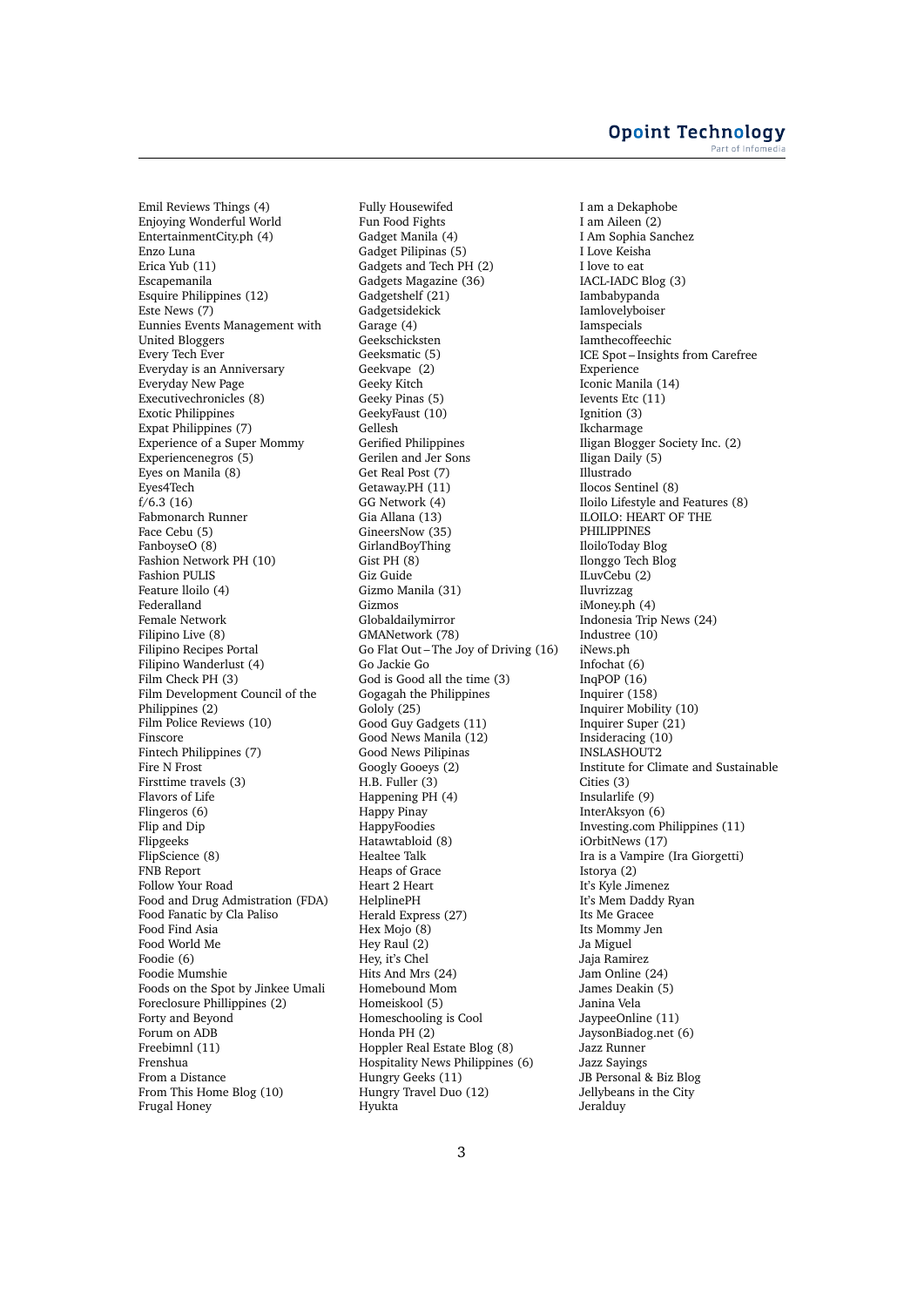Emil Reviews Things (4)
Enjoying Wonderful World
EntertainmentCity.ph (4)
Enzo Luna
Erica Yub (11)
Escapemanila
Esquire Philippines (12)
Este News (7)
Eunnies Events Management with United Bloggers
Every Tech Ever
Everyday is an Anniversary
Everyday New Page
Executivechronicles (8)
Exotic Philippines
Expat Philippines (7)
Experience of a Super Mommy
Experiencenegros (5)
Eyes on Manila (8)
Eyes4Tech
f/6.3 (16)
Fabmonarch Runner
Face Cebu (5)
FanboyseO (8)
Fashion Network PH (10)
Fashion PULIS
Feature lloilo (4)
Federalland
Female Network
Filipino Live (8)
Filipino Recipes Portal
Filipino Wanderlust (4)
Film Check PH (3)
Film Development Council of the Philippines (2)
Film Police Reviews (10)
Finscore
Fintech Philippines (7)
Fire N Frost
Firsttime travels (3)
Flavors of Life
Flingeros (6)
Flip and Dip
Flipgeeks
FlipScience (8)
FNB Report
Follow Your Road
Food and Drug Admistration (FDA)
Food Fanatic by Cla Paliso
Food Find Asia
Food World Me
Foodie (6)
Foodie Mumshie
Foods on the Spot by Jinkee Umali
Foreclosure Phillippines (2)
Forty and Beyond
Forum on ADB
Freebimnl (11)
Frenshua
From a Distance
From This Home Blog (10)
Frugal Honey
Fully Housewifed
Fun Food Fights
Gadget Manila (4)
Gadget Pilipinas (5)
Gadgets and Tech PH (2)
Gadgets Magazine (36)
Gadgetshelf (21)
Gadgetsidekick
Garage (4)
Geekschicksten
Geeksmatic (5)
Geekvape (2)
Geeky Kitch
Geeky Pinas (5)
GeekyFaust (10)
Gellesh
Gerified Philippines
Gerilen and Jer Sons
Get Real Post (7)
Getaway.PH (11)
GG Network (4)
Gia Allana (13)
GineersNow (35)
GirlandBoyThing
Gist PH (8)
Giz Guide
Gizmo Manila (31)
Gizmos
Globaldailymirror
GMANetwork (78)
Go Flat Out – The Joy of Driving (16)
Go Jackie Go
God is Good all the time (3)
Gogagah the Philippines
Gololy (25)
Good Guy Gadgets (11)
Good News Manila (12)
Good News Pilipinas
Googly Gooeys (2)
H.B. Fuller (3)
Happening PH (4)
Happy Pinay
HappyFoodies
Hatawtabloid (8)
Healtee Talk
Heaps of Grace
Heart 2 Heart
HelplinePH
Herald Express (27)
Hex Mojo (8)
Hey Raul (2)
Hey, it's Chel
Hits And Mrs (24)
Homebound Mom
Homeiskool (5)
Homeschooling is Cool
Honda PH (2)
Hoppler Real Estate Blog (8)
Hospitality News Philippines (6)
Hungry Geeks (11)
Hungry Travel Duo (12)
Hyukta
I am a Dekaphobe
I am Aileen (2)
I Am Sophia Sanchez
I Love Keisha
I love to eat
IACL-IADC Blog (3)
Iambabypanda
Iamlovelyboiser
Iamspecials
Iamthecoffeechic
ICE Spot – Insights from Carefree Experience
Iconic Manila (14)
Ievents Etc (11)
Ignition (3)
Ikcharmage
Iligan Blogger Society Inc. (2)
Iligan Daily (5)
Illustrado
Ilocos Sentinel (8)
Iloilo Lifestyle and Features (8)
ILOILO: HEART OF THE PHILIPPINES
IloiloToday Blog
Ilonggo Tech Blog
ILuvCebu (2)
Iluvrizzag
iMoney.ph (4)
Indonesia Trip News (24)
Industree (10)
iNews.ph
Infochat (6)
InqPOP (16)
Inquirer (158)
Inquirer Mobility (10)
Inquirer Super (21)
Insideracing (10)
INSLASHOUT2
Institute for Climate and Sustainable Cities (3)
Insularlife (9)
InterAksyon (6)
Investing.com Philippines (11)
iOrbitNews (17)
Ira is a Vampire (Ira Giorgetti)
Istorya (2)
It's Kyle Jimenez
It's Mem Daddy Ryan
Its Me Gracee
Its Mommy Jen
Ja Miguel
Jaja Ramirez
Jam Online (24)
James Deakin (5)
Janina Vela
JaypeeOnline (11)
JaysonBiadog.net (6)
Jazz Runner
Jazz Sayings
JB Personal & Biz Blog
Jellybeans in the City
Jeralduy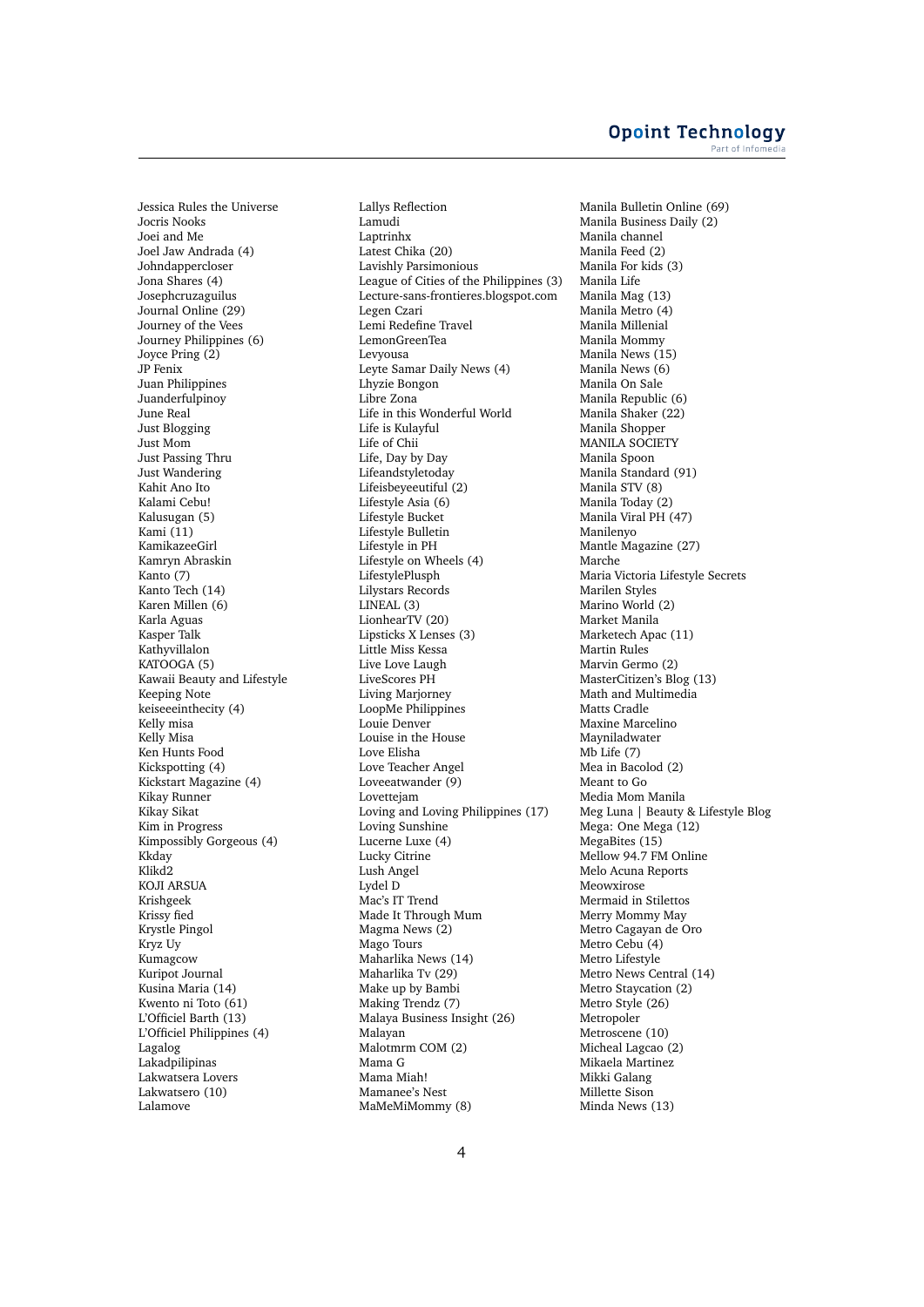Jessica Rules the Universe
Jocris Nooks
Joei and Me
Joel Jaw Andrada (4)
Johndappercloser
Jona Shares (4)
Josephcruzaguilus
Journal Online (29)
Journey of the Vees
Journey Philippines (6)
Joyce Pring (2)
JP Fenix
Juan Philippines
Juanderfulpinoy
June Real
Just Blogging
Just Mom
Just Passing Thru
Just Wandering
Kahit Ano Ito
Kalami Cebu!
Kalusugan (5)
Kami (11)
KamikazeeGirl
Kamryn Abraskin
Kanto (7)
Kanto Tech (14)
Karen Millen (6)
Karla Aguas
Kasper Talk
Kathyvillalon
KATOOGA (5)
Kawaii Beauty and Lifestyle
Keeping Note
keiseeeinthecity (4)
Kelly misa
Kelly Misa
Ken Hunts Food
Kickspotting (4)
Kickstart Magazine (4)
Kikay Runner
Kikay Sikat
Kim in Progress
Kimpossibly Gorgeous (4)
Kkday
Klikd2
KOJI ARSUA
Krishgeek
Krissy fied
Krystle Pingol
Kryz Uy
Kumagcow
Kuripot Journal
Kusina Maria (14)
Kwento ni Toto (61)
L'Officiel Barth (13)
L'Officiel Philippines (4)
Lagalog
Lakadpilipinas
Lakwatsera Lovers
Lakwatsero (10)
Lalamove
Lallys Reflection
Lamudi
Laptrinhx
Latest Chika (20)
Lavishly Parsimonious
League of Cities of the Philippines (3)
Lecture-sans-frontieres.blogspot.com
Legen Czari
Lemi Redefine Travel
LemonGreenTea
Levyousa
Leyte Samar Daily News (4)
Lhyzie Bongon
Libre Zona
Life in this Wonderful World
Life is Kulayful
Life of Chii
Life, Day by Day
Lifeandstyletoday
Lifeisbeyeeutiful (2)
Lifestyle Asia (6)
Lifestyle Bucket
Lifestyle Bulletin
Lifestyle in PH
Lifestyle on Wheels (4)
LifestylePlusph
Lilystars Records
LINEAL (3)
LionhearTV (20)
Lipsticks X Lenses (3)
Little Miss Kessa
Live Love Laugh
LiveScores PH
Living Marjorney
LoopMe Philippines
Louie Denver
Louise in the House
Love Elisha
Love Teacher Angel
Loveeatwander (9)
Lovettejam
Loving and Loving Philippines (17)
Loving Sunshine
Lucerne Luxe (4)
Lucky Citrine
Lush Angel
Lydel D
Mac's IT Trend
Made It Through Mum
Magma News (2)
Mago Tours
Maharlika News (14)
Maharlika Tv (29)
Make up by Bambi
Making Trendz (7)
Malaya Business Insight (26)
Malayan
Malotmrm COM (2)
Mama G
Mama Miah!
Mamanee's Nest
MaMeMiMommy (8)
Manila Bulletin Online (69)
Manila Business Daily (2)
Manila channel
Manila Feed (2)
Manila For kids (3)
Manila Life
Manila Mag (13)
Manila Metro (4)
Manila Millenial
Manila Mommy
Manila News (15)
Manila News (6)
Manila On Sale
Manila Republic (6)
Manila Shaker (22)
Manila Shopper
MANILA SOCIETY
Manila Spoon
Manila Standard (91)
Manila STV (8)
Manila Today (2)
Manila Viral PH (47)
Manilenyo
Mantle Magazine (27)
Marche
Maria Victoria Lifestyle Secrets
Marilen Styles
Marino World (2)
Market Manila
Marketech Apac (11)
Martin Rules
Marvin Germo (2)
MasterCitizen's Blog (13)
Math and Multimedia
Matts Cradle
Maxine Marcelino
Mayniladwater
Mb Life (7)
Mea in Bacolod (2)
Meant to Go
Media Mom Manila
Meg Luna | Beauty & Lifestyle Blog
Mega: One Mega (12)
MegaBites (15)
Mellow 94.7 FM Online
Melo Acuna Reports
Meowxirose
Mermaid in Stilettos
Merry Mommy May
Metro Cagayan de Oro
Metro Cebu (4)
Metro Lifestyle
Metro News Central (14)
Metro Staycation (2)
Metro Style (26)
Metropoler
Metroscene (10)
Micheal Lagcao (2)
Mikaela Martinez
Mikki Galang
Millette Sison
Minda News (13)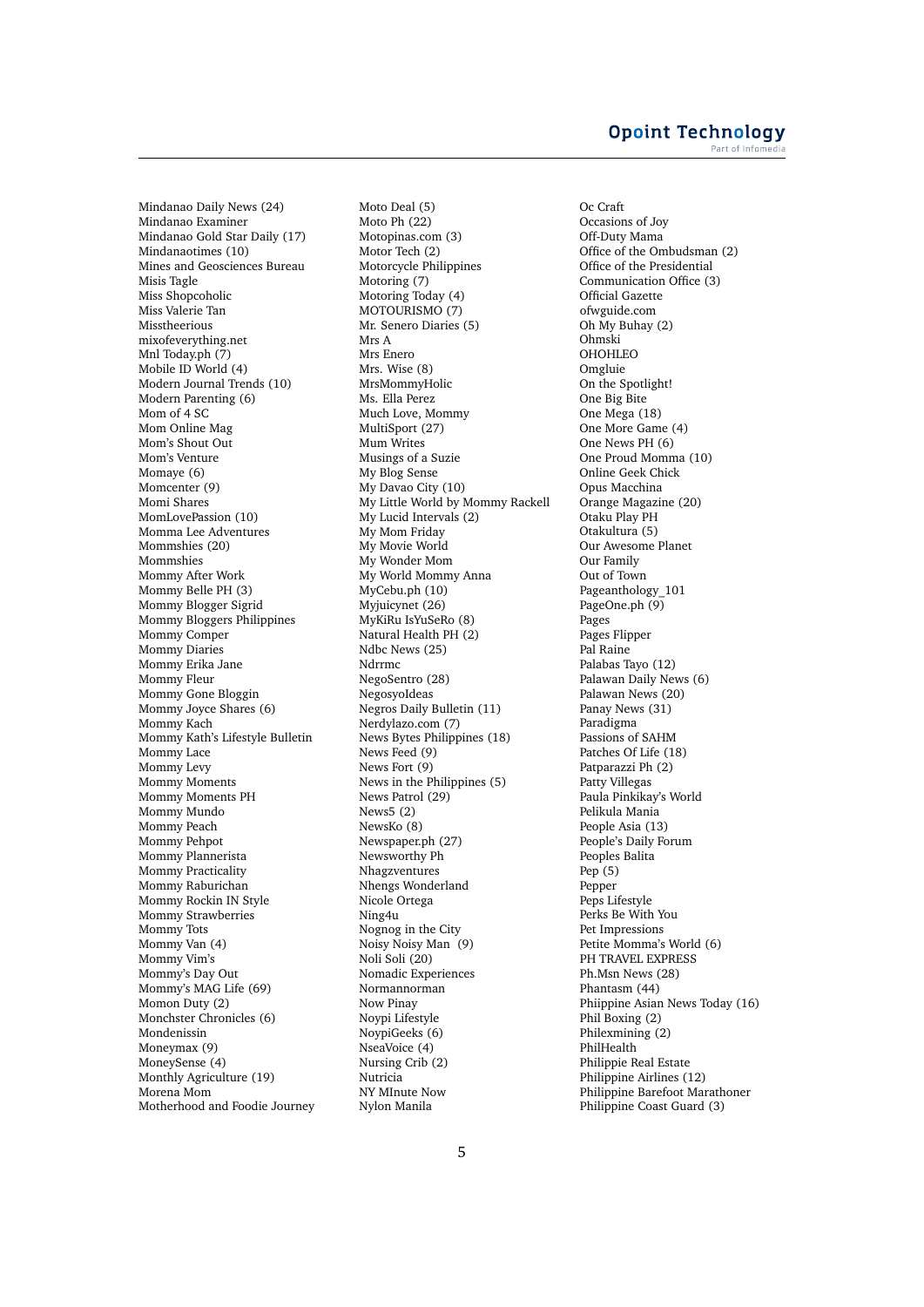Mindanao Daily News (24)
Mindanao Examiner
Mindanao Gold Star Daily (17)
Mindanaotimes (10)
Mines and Geosciences Bureau
Misis Tagle
Miss Shopcoholic
Miss Valerie Tan
Misstheerious
mixofeverything.net
Mnl Today.ph (7)
Mobile ID World (4)
Modern Journal Trends (10)
Modern Parenting (6)
Mom of 4 SC
Mom Online Mag
Mom's Shout Out
Mom's Venture
Momaye (6)
Momcenter (9)
Momi Shares
MomLovePassion (10)
Momma Lee Adventures
Mommshies (20)
Mommshies
Mommy After Work
Mommy Belle PH (3)
Mommy Blogger Sigrid
Mommy Bloggers Philippines
Mommy Comper
Mommy Diaries
Mommy Erika Jane
Mommy Fleur
Mommy Gone Bloggin
Mommy Joyce Shares (6)
Mommy Kach
Mommy Kath's Lifestyle Bulletin
Mommy Lace
Mommy Levy
Mommy Moments
Mommy Moments PH
Mommy Mundo
Mommy Peach
Mommy Pehpot
Mommy Plannerista
Mommy Practicality
Mommy Raburichan
Mommy Rockin IN Style
Mommy Strawberries
Mommy Tots
Mommy Van (4)
Mommy Vim's
Mommy's Day Out
Mommy's MAG Life (69)
Momon Duty (2)
Monchster Chronicles (6)
Mondenissin
Moneymax (9)
MoneySense (4)
Monthly Agriculture (19)
Morena Mom
Motherhood and Foodie Journey
Moto Deal (5)
Moto Ph (22)
Motopinas.com (3)
Motor Tech (2)
Motorcycle Philippines
Motoring (7)
Motoring Today (4)
MOTOURISMO (7)
Mr. Senero Diaries (5)
Mrs A
Mrs Enero
Mrs. Wise (8)
MrsMommyHolic
Ms. Ella Perez
Much Love, Mommy
MultiSport (27)
Mum Writes
Musings of a Suzie
My Blog Sense
My Davao City (10)
My Little World by Mommy Rackell
My Lucid Intervals (2)
My Mom Friday
My Movie World
My Wonder Mom
My World Mommy Anna
MyCebu.ph (10)
Myjuicynet (26)
MyKiRu IsYuSeRo (8)
Natural Health PH (2)
Ndbc News (25)
Ndrrmc
NegoSentro (28)
NegosyoIdeas
Negros Daily Bulletin (11)
Nerdylazo.com (7)
News Bytes Philippines (18)
News Feed (9)
News Fort (9)
News in the Philippines (5)
News Patrol (29)
News5 (2)
NewsKo (8)
Newspaper.ph (27)
Newsworthy Ph
Nhagzventures
Nhengs Wonderland
Nicole Ortega
Ning4u
Nognog in the City
Noisy Noisy Man (9)
Noli Soli (20)
Nomadic Experiences
Normannorman
Now Pinay
Noypi Lifestyle
NoypiGeeks (6)
NseaVoice (4)
Nursing Crib (2)
Nutricia
NY MInute Now
Nylon Manila
Oc Craft
Occasions of Joy
Off-Duty Mama
Office of the Ombudsman (2)
Office of the Presidential Communication Office (3)
Official Gazette
ofwguide.com
Oh My Buhay (2)
Ohmski
OHOHLEO
Omgluie
On the Spotlight!
One Big Bite
One Mega (18)
One More Game (4)
One News PH (6)
One Proud Momma (10)
Online Geek Chick
Opus Macchina
Orange Magazine (20)
Otaku Play PH
Otakultura (5)
Our Awesome Planet
Our Family
Out of Town
Pageanthology_101
PageOne.ph (9)
Pages
Pages Flipper
Pal Raine
Palabas Tayo (12)
Palawan Daily News (6)
Palawan News (20)
Panay News (31)
Paradigma
Passions of SAHM
Patches Of Life (18)
Patparazzi Ph (2)
Patty Villegas
Paula Pinkikay's World
Pelikula Mania
People Asia (13)
People's Daily Forum
Peoples Balita
Pep (5)
Pepper
Peps Lifestyle
Perks Be With You
Pet Impressions
Petite Momma's World (6)
PH TRAVEL EXPRESS
Ph.Msn News (28)
Phantasm (44)
Phiippine Asian News Today (16)
Phil Boxing (2)
Philexmining (2)
PhilHealth
Philippie Real Estate
Philippine Airlines (12)
Philippine Barefoot Marathoner
Philippine Coast Guard (3)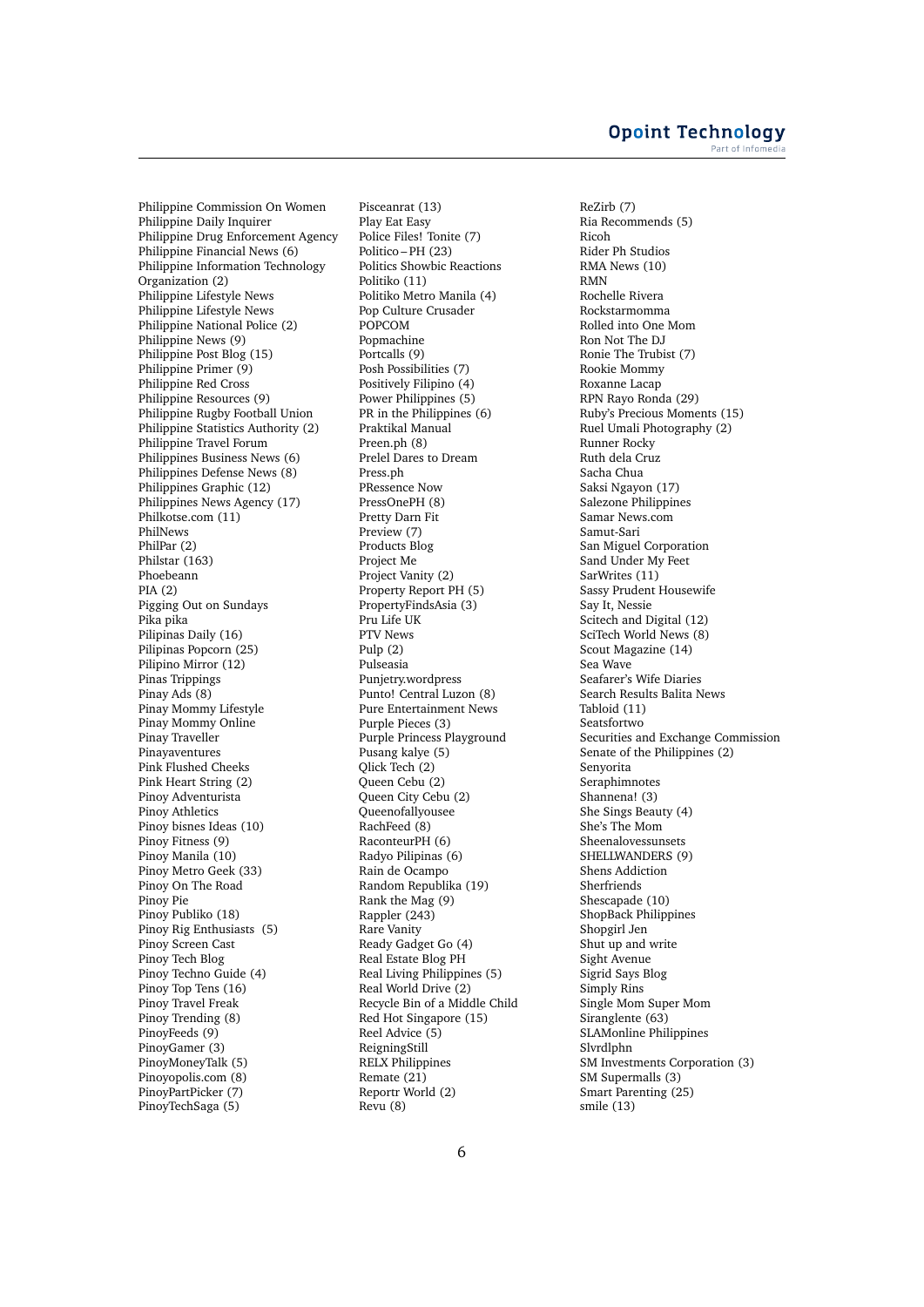Philippine Commission On Women
Philippine Daily Inquirer
Philippine Drug Enforcement Agency
Philippine Financial News (6)
Philippine Information Technology Organization (2)
Philippine Lifestyle News
Philippine Lifestyle News
Philippine National Police (2)
Philippine News (9)
Philippine Post Blog (15)
Philippine Primer (9)
Philippine Red Cross
Philippine Resources (9)
Philippine Rugby Football Union
Philippine Statistics Authority (2)
Philippine Travel Forum
Philippines Business News (6)
Philippines Defense News (8)
Philippines Graphic (12)
Philippines News Agency (17)
Philkotse.com (11)
PhilNews
PhilPar (2)
Philstar (163)
Phoebeann
PIA (2)
Pigging Out on Sundays
Pika pika
Pilipinas Daily (16)
Pilipinas Popcorn (25)
Pilipino Mirror (12)
Pinas Trippings
Pinay Ads (8)
Pinay Mommy Lifestyle
Pinay Mommy Online
Pinay Traveller
Pinayaventures
Pink Flushed Cheeks
Pink Heart String (2)
Pinoy Adventurista
Pinoy Athletics
Pinoy bisnes Ideas (10)
Pinoy Fitness (9)
Pinoy Manila (10)
Pinoy Metro Geek (33)
Pinoy On The Road
Pinoy Pie
Pinoy Publiko (18)
Pinoy Rig Enthusiasts (5)
Pinoy Screen Cast
Pinoy Tech Blog
Pinoy Techno Guide (4)
Pinoy Top Tens (16)
Pinoy Travel Freak
Pinoy Trending (8)
PinoyFeeds (9)
PinoyGamer (3)
PinoyMoneyTalk (5)
Pinoyopolis.com (8)
PinoyPartPicker (7)
PinoyTechSaga (5)
Pisceanrat (13)
Play Eat Easy
Police Files! Tonite (7)
Politico – PH (23)
Politics Showbic Reactions
Politiko (11)
Politiko Metro Manila (4)
Pop Culture Crusader
POPCOM
Popmachine
Portcalls (9)
Posh Possibilities (7)
Positively Filipino (4)
Power Philippines (5)
PR in the Philippines (6)
Praktikal Manual
Preen.ph (8)
Prelel Dares to Dream
Press.ph
PRessence Now
PressOnePH (8)
Pretty Darn Fit
Preview (7)
Products Blog
Project Me
Project Vanity (2)
Property Report PH (5)
PropertyFindsAsia (3)
Pru Life UK
PTV News
Pulp (2)
Pulseasia
Punjetry.wordpress
Punto! Central Luzon (8)
Pure Entertainment News
Purple Pieces (3)
Purple Princess Playground
Pusang kalye (5)
Qlick Tech (2)
Queen Cebu (2)
Queen City Cebu (2)
Queenofallyousee
RachFeed (8)
RaconteurPH (6)
Radyo Pilipinas (6)
Rain de Ocampo
Random Republika (19)
Rank the Mag (9)
Rappler (243)
Rare Vanity
Ready Gadget Go (4)
Real Estate Blog PH
Real Living Philippines (5)
Real World Drive (2)
Recycle Bin of a Middle Child
Red Hot Singapore (15)
Reel Advice (5)
ReigningStill
RELX Philippines
Remate (21)
Reportr World (2)
Revu (8)
ReZirb (7)
Ria Recommends (5)
Ricoh
Rider Ph Studios
RMA News (10)
RMN
Rochelle Rivera
Rockstarmomma
Rolled into One Mom
Ron Not The DJ
Ronie The Trubist (7)
Rookie Mommy
Roxanne Lacap
RPN Rayo Ronda (29)
Ruby's Precious Moments (15)
Ruel Umali Photography (2)
Runner Rocky
Ruth dela Cruz
Sacha Chua
Saksi Ngayon (17)
Salezone Philippines
Samar News.com
Samut-Sari
San Miguel Corporation
Sand Under My Feet
SarWrites (11)
Sassy Prudent Housewife
Say It, Nessie
Scitech and Digital (12)
SciTech World News (8)
Scout Magazine (14)
Sea Wave
Seafarer's Wife Diaries
Search Results Balita News
Tabloid (11)
Seatsfortwo
Securities and Exchange Commission
Senate of the Philippines (2)
Senyorita
Seraphimnotes
Shannena! (3)
She Sings Beauty (4)
She's The Mom
Sheenalovessunsets
SHELLWANDERS (9)
Shens Addiction
Sherfriends
Shescapade (10)
ShopBack Philippines
Shopgirl Jen
Shut up and write
Sight Avenue
Sigrid Says Blog
Simply Rins
Single Mom Super Mom
Siranglente (63)
SLAMonline Philippines
Slvrdlphn
SM Investments Corporation (3)
SM Supermalls (3)
Smart Parenting (25)
smile (13)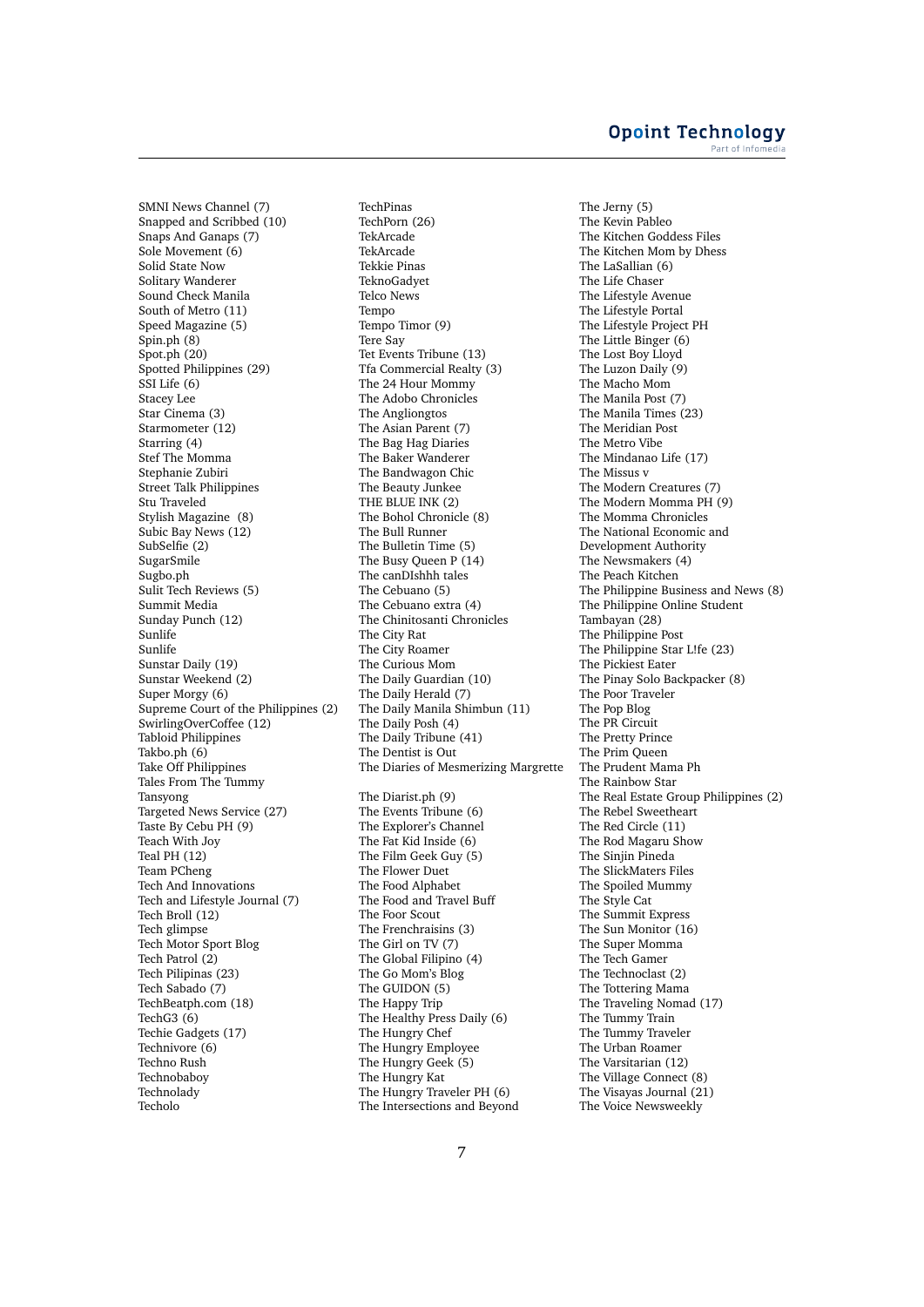SMNI News Channel (7)
Snapped and Scribbed (10)
Snaps And Ganaps (7)
Sole Movement (6)
Solid State Now
Solitary Wanderer
Sound Check Manila
South of Metro (11)
Speed Magazine (5)
Spin.ph (8)
Spot.ph (20)
Spotted Philippines (29)
SSI Life (6)
Stacey Lee
Star Cinema (3)
Starmometer (12)
Starring (4)
Stef The Momma
Stephanie Zubiri
Street Talk Philippines
Stu Traveled
Stylish Magazine (8)
Subic Bay News (12)
SubSelfie (2)
SugarSmile
Sugbo.ph
Sulit Tech Reviews (5)
Summit Media
Sunday Punch (12)
Sunlife
Sunlife
Sunstar Daily (19)
Sunstar Weekend (2)
Super Morgy (6)
Supreme Court of the Philippines (2)
SwirlingOverCoffee (12)
Tabloid Philippines
Takbo.ph (6)
Take Off Philippines
Tales From The Tummy
Tansyong
Targeted News Service (27)
Taste By Cebu PH (9)
Teach With Joy
Teal PH (12)
Team PCheng
Tech And Innovations
Tech and Lifestyle Journal (7)
Tech Broll (12)
Tech glimpse
Tech Motor Sport Blog
Tech Patrol (2)
Tech Pilipinas (23)
Tech Sabado (7)
TechBeatph.com (18)
TechG3 (6)
Techie Gadgets (17)
Technivore (6)
Techno Rush
Technobaboy
Technolady
Techolo
TechPinas
TechPorn (26)
TekArcade
TekArcade
Tekkie Pinas
TeknoGadyet
Telco News
Tempo
Tempo Timor (9)
Tere Say
Tet Events Tribune (13)
Tfa Commercial Realty (3)
The 24 Hour Mommy
The Adobo Chronicles
The Angliongtos
The Asian Parent (7)
The Bag Hag Diaries
The Baker Wanderer
The Bandwagon Chic
The Beauty Junkee
THE BLUE INK (2)
The Bohol Chronicle (8)
The Bull Runner
The Bulletin Time (5)
The Busy Queen P (14)
The canDIshhh tales
The Cebuano (5)
The Cebuano extra (4)
The Chinitosanti Chronicles
The City Rat
The City Roamer
The Curious Mom
The Daily Guardian (10)
The Daily Herald (7)
The Daily Manila Shimbun (11)
The Daily Posh (4)
The Daily Tribune (41)
The Dentist is Out
The Diaries of Mesmerizing Margrette
The Diarist.ph (9)
The Events Tribune (6)
The Explorer's Channel
The Fat Kid Inside (6)
The Film Geek Guy (5)
The Flower Duet
The Food Alphabet
The Food and Travel Buff
The Foor Scout
The Frenchraisins (3)
The Girl on TV (7)
The Global Filipino (4)
The Go Mom's Blog
The GUIDON (5)
The Happy Trip
The Healthy Press Daily (6)
The Hungry Chef
The Hungry Employee
The Hungry Geek (5)
The Hungry Kat
The Hungry Traveler PH (6)
The Intersections and Beyond
The Jerny (5)
The Kevin Pableo
The Kitchen Goddess Files
The Kitchen Mom by Dhess
The LaSallian (6)
The Life Chaser
The Lifestyle Avenue
The Lifestyle Portal
The Lifestyle Project PH
The Little Binger (6)
The Lost Boy Lloyd
The Luzon Daily (9)
The Macho Mom
The Manila Post (7)
The Manila Times (23)
The Meridian Post
The Metro Vibe
The Mindanao Life (17)
The Missus v
The Modern Creatures (7)
The Modern Momma PH (9)
The Momma Chronicles
The National Economic and Development Authority
The Newsmakers (4)
The Peach Kitchen
The Philippine Business and News (8)
The Philippine Online Student Tambayan (28)
The Philippine Post
The Philippine Star L!fe (23)
The Pickiest Eater
The Pinay Solo Backpacker (8)
The Poor Traveler
The Pop Blog
The PR Circuit
The Pretty Prince
The Prim Queen
The Prudent Mama Ph
The Rainbow Star
The Real Estate Group Philippines (2)
The Rebel Sweetheart
The Red Circle (11)
The Rod Magaru Show
The Sinjin Pineda
The SlickMaters Files
The Spoiled Mummy
The Style Cat
The Summit Express
The Sun Monitor (16)
The Super Momma
The Tech Gamer
The Technoclast (2)
The Tottering Mama
The Traveling Nomad (17)
The Tummy Train
The Tummy Traveler
The Urban Roamer
The Varsitarian (12)
The Village Connect (8)
The Visayas Journal (21)
The Voice Newsweekly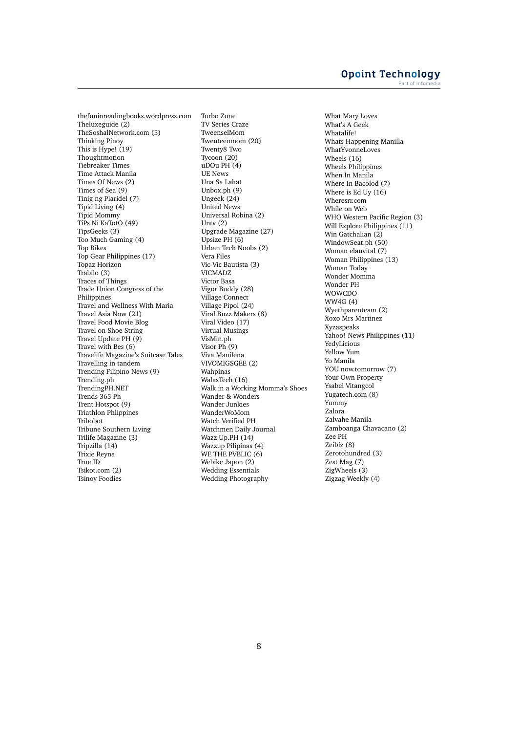thefuninreadingbooks.wordpress.com
Theluxeguide (2)
TheSoshalNetwork.com (5)
Thinking Pinoy
This is Hype! (19)
Thoughtmotion
Tiebreaker Times
Time Attack Manila
Times Of News (2)
Times of Sea (9)
Tinig ng Plaridel (7)
Tipid Living (4)
Tipid Mommy
TiPs Ni KaTotO (49)
TipsGeeks (3)
Too Much Gaming (4)
Top Bikes
Top Gear Philippines (17)
Topaz Horizon
Trabilo (3)
Traces of Things
Trade Union Congress of the Philippines
Travel and Wellness With Maria
Travel Asia Now (21)
Travel Food Movie Blog
Travel on Shoe String
Travel Update PH (9)
Travel with Bes (6)
Travelife Magazine's Suitcase Tales
Travelling in tandem
Trending Filipino News (9)
Trending.ph
TrendingPH.NET
Trends 365 Ph
Trent Hotspot (9)
Triathlon Phlippines
Tribobot
Tribune Southern Living
Trilife Magazine (3)
Tripzilla (14)
Trixie Reyna
True ID
Tsikot.com (2)
Tsinoy Foodies
Turbo Zone
TV Series Craze
TweenselMom
Twenteenmom (20)
Twenty8 Two
Tycoon (20)
uDOu PH (4)
UE News
Una Sa Lahat
Unbox.ph (9)
Ungeek (24)
United News
Universal Robina (2)
Untv (2)
Upgrade Magazine (27)
Upsize PH (6)
Urban Tech Noobs (2)
Vera Files
Vic-Vic Bautista (3)
VICMADZ
Victor Basa
Vigor Buddy (28)
Village Connect
Village Pipol (24)
Viral Buzz Makers (8)
Viral Video (17)
Virtual Musings
VisMin.ph
Visor Ph (9)
Viva Manilena
VIVOMIGSGEE (2)
Wahpinas
WalasTech (16)
Walk in a Working Momma's Shoes
Wander & Wonders
Wander Junkies
WanderWoMom
Watch Verified PH
Watchmen Daily Journal
Wazz Up.PH (14)
Wazzup Pilipinas (4)
WE THE PVBLIC (6)
Webike Japon (2)
Wedding Essentials
Wedding Photography
What Mary Loves
What's A Geek
Whatalife!
Whats Happening Manilla
WhatYvonneLoves
Wheels (16)
Wheels Philippines
When In Manila
Where In Bacolod (7)
Where is Ed Uy (16)
Wheresrr.com
While on Web
WHO Western Pacific Region (3)
Will Explore Philippines (11)
Win Gatchalian (2)
WindowSeat.ph (50)
Woman elanvital (7)
Woman Philippines (13)
Woman Today
Wonder Momma
Wonder PH
WOWCDO
WW4G (4)
Wyethparenteam (2)
Xoxo Mrs Martinez
Xyzaspeaks
Yahoo! News Philippines (11)
YedyLicious
Yellow Yum
Yo Manila
YOU now.tomorrow (7)
Your Own Property
Ysabel Vitangcol
Yugatech.com (8)
Yummy
Zalora
Zalvahe Manila
Zamboanga Chavacano (2)
Zee PH
Zeibiz (8)
Zerotohundred (3)
Zest Mag (7)
ZigWheels (3)
Zigzag Weekly (4)